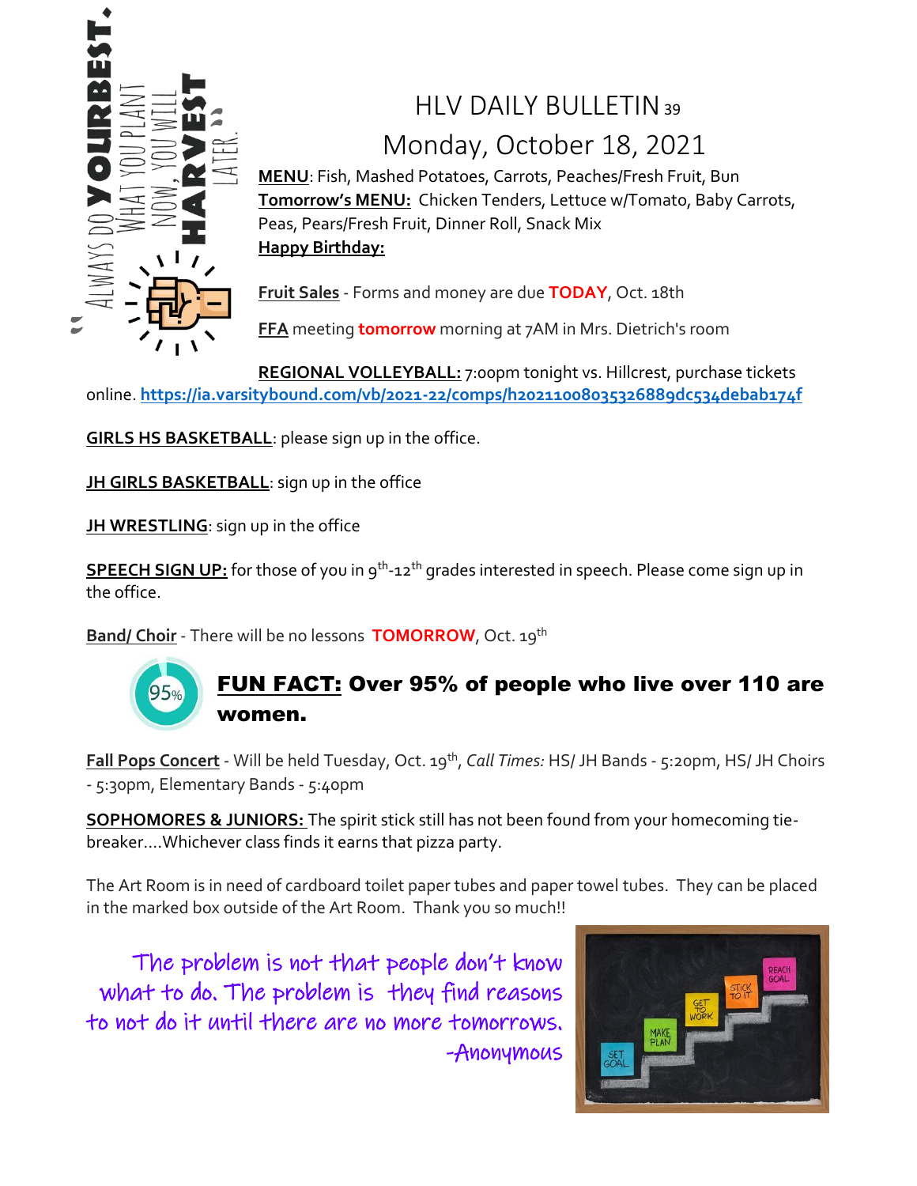# HLV DAILY BULLETIN 39

## Monday, October 18, 2021

**MENU**: Fish, Mashed Potatoes, Carrots, Peaches/Fresh Fruit, Bun

**Tomorrow's MENU:** Chicken Tenders, Lettuce w/Tomato, Baby Carrots, Peas, Pears/Fresh Fruit, Dinner Roll, Snack Mix

**Happy Birthday:**

**Fruit Sales** - Forms and money are due **TODAY**, Oct. 18th

**FFA** meeting **tomorrow** morning at 7AM in Mrs. Dietrich's room

**REGIONAL VOLLEYBALL:** 7:00pm tonight vs. Hillcrest, purchase tickets online. **https://ia.varsitybound.com/vb/2021-22/comps/h20211008035326889dc534debab174f**

**GIRLS HS BASKETBALL**: please sign up in the office.

**JH GIRLS BASKETBALL**: sign up in the office

**JH WRESTLING**: sign up in the office

**SPEECH SIGN UP:** for those of you in 9th-12th grades interested in speech. Please come sign up in the office.

**Band/ Choir** - There will be no lessons **TOMORROW**, Oct. 19th

**FUN FACT: Over 95% of people who live over 110 are women.**

**Fall Pops Concert** - Will be held Tuesday, Oct. 19th, *Call Times:* HS/ JH Bands - 5:20pm, HS/ JH Choirs - 5:30pm, Elementary Bands - 5:40pm

**SOPHOMORES & JUNIORS:** The spirit stick still has not been found from your homecoming tie-breaker....Whichever class finds it earns that pizza party.

The Art Room is in need of cardboard toilet paper tubes and paper towel tubes. They can be placed in the marked box outside of the Art Room. Thank you so much!!

The problem is not that people don't know what to do. The problem is they find reasons to not do it until there are no more tomorrows.
-Anonymous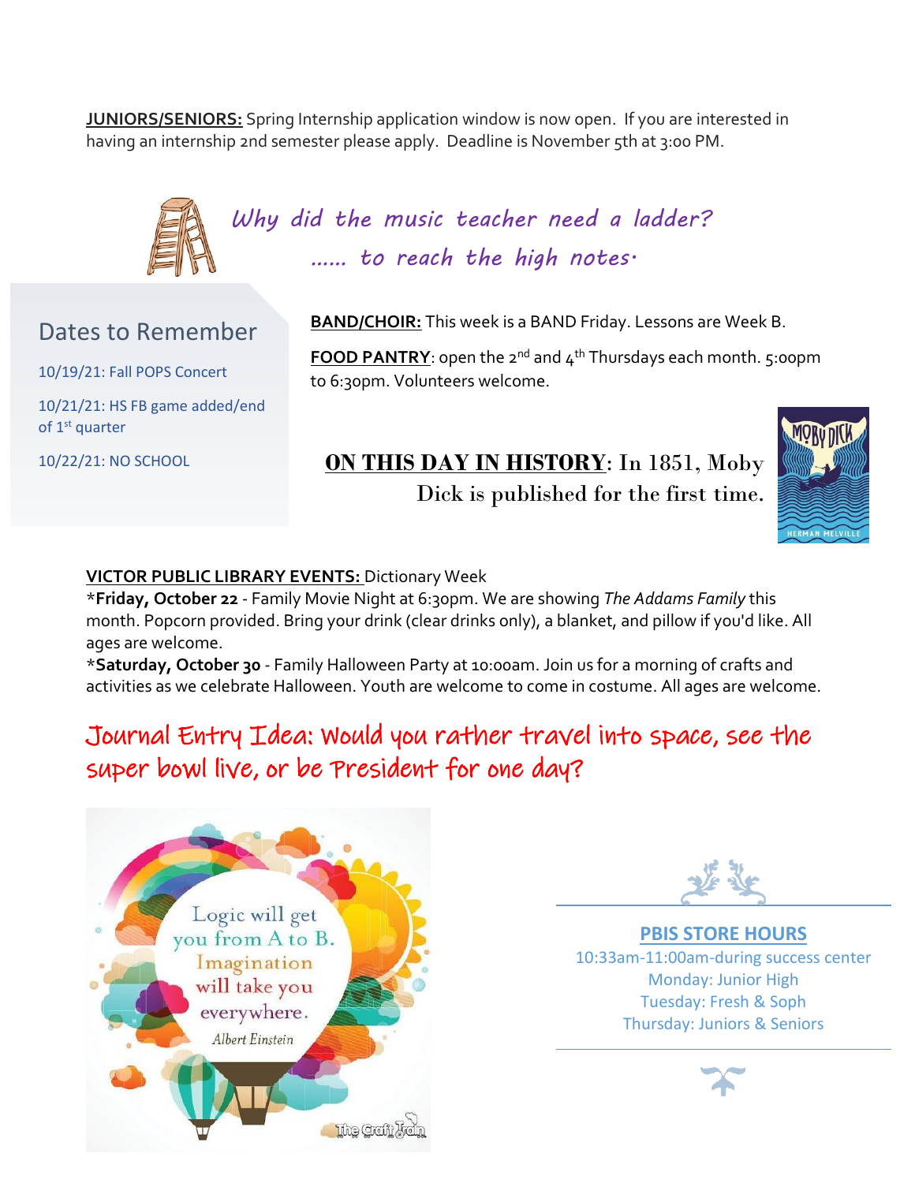**JUNIORS/SENIORS:** Spring Internship application window is now open. If you are interested in having an internship 2nd semester please apply. Deadline is November 5th at 3:00 PM.

*Why did the music teacher need a ladder?*

*...... to reach the high notes.*

## Dates to Remember

10/19/21: Fall POPS Concert

10/21/21: HS FB game added/end of 1st quarter

10/22/21: NO SCHOOL

**BAND/CHOIR:** This week is a BAND Friday. Lessons are Week B.

**FOOD PANTRY**: open the 2nd and 4th Thursdays each month. 5:00pm to 6:30pm. Volunteers welcome.

**ON THIS DAY IN HISTORY**: In 1851, Moby Dick is published for the first time.

**VICTOR PUBLIC LIBRARY EVENTS:** Dictionary Week

*__Friday, October 22__ - Family Movie Night at 6:30pm. We are showing *The Addams Family* this month. Popcorn provided. Bring your drink (clear drinks only), a blanket, and pillow if you'd like. All ages are welcome.

*__Saturday, October 30__ - Family Halloween Party at 10:00am. Join us for a morning of crafts and activities as we celebrate Halloween. Youth are welcome to come in costume. All ages are welcome.

Journal Entry Idea: Would you rather travel into space, see the super bowl live, or be President for one day?

Logic will get you from A to B. Imagination will take you everywhere.
Albert Einstein

**PBIS STORE HOURS**

10:33am-11:00am-during success center

Monday: Junior High

Tuesday: Fresh & Soph

Thursday: Juniors & Seniors